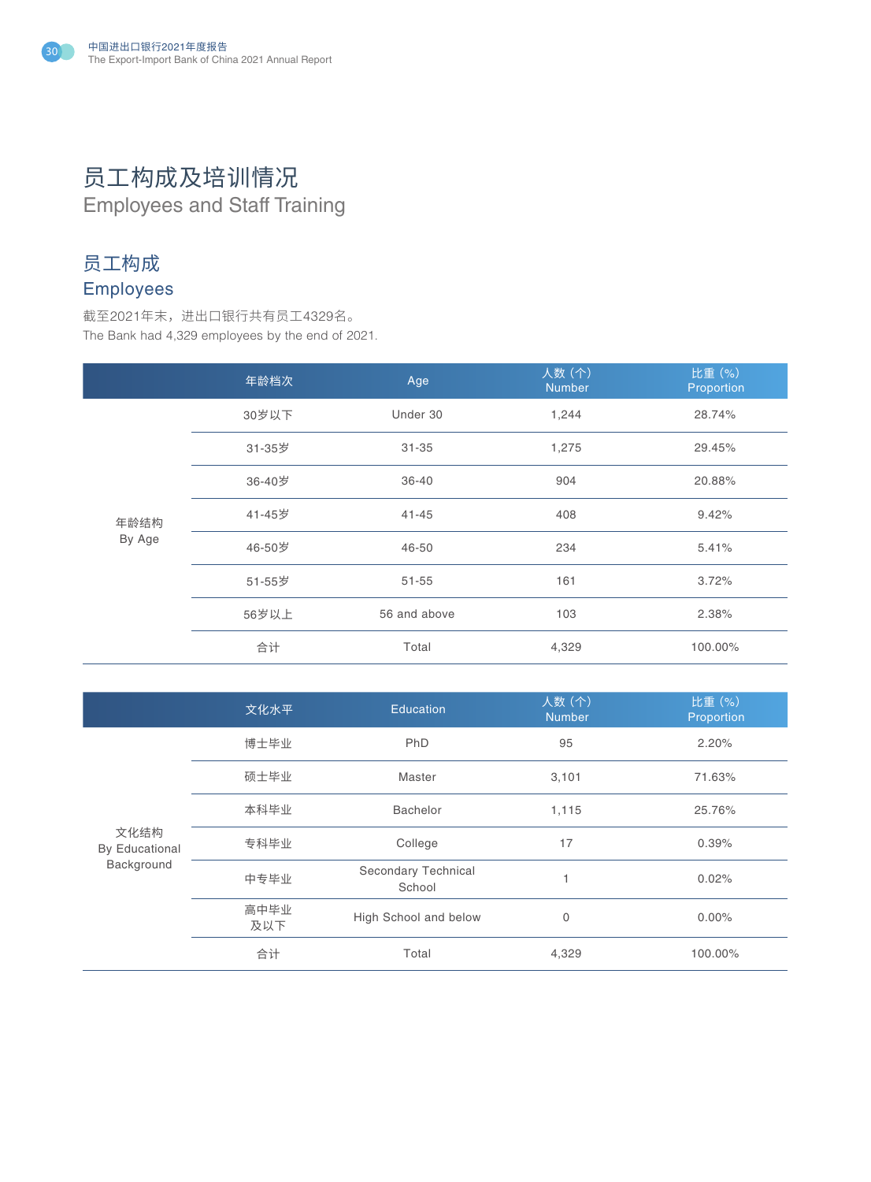# 员工构成及培训情况
## Employees and Staff Training

### 员工构成
### Employees

截至2021年末，进出口银行共有员工4329名。
The Bank had 4,329 employees by the end of 2021.

| | 年龄档次 | Age | 人数（个）Number | 比重（%）Proportion |
|---|---|---|---|---|
| 年龄结构 By Age | 30岁以下 | Under 30 | 1,244 | 28.74% |
| | 31-35岁 | 31-35 | 1,275 | 29.45% |
| | 36-40岁 | 36-40 | 904 | 20.88% |
| | 41-45岁 | 41-45 | 408 | 9.42% |
| | 46-50岁 | 46-50 | 234 | 5.41% |
| | 51-55岁 | 51-55 | 161 | 3.72% |
| | 56岁以上 | 56 and above | 103 | 2.38% |
| | 合计 | Total | 4,329 | 100.00% |

| | 文化水平 | Education | 人数（个）Number | 比重（%）Proportion |
|---|---|---|---|---|
| 文化结构 By Educational Background | 博士毕业 | PhD | 95 | 2.20% |
| | 硕士毕业 | Master | 3,101 | 71.63% |
| | 本科毕业 | Bachelor | 1,115 | 25.76% |
| | 专科毕业 | College | 17 | 0.39% |
| | 中专毕业 | Secondary Technical School | 1 | 0.02% |
| | 高中毕业及以下 | High School and below | 0 | 0.00% |
| | 合计 | Total | 4,329 | 100.00% |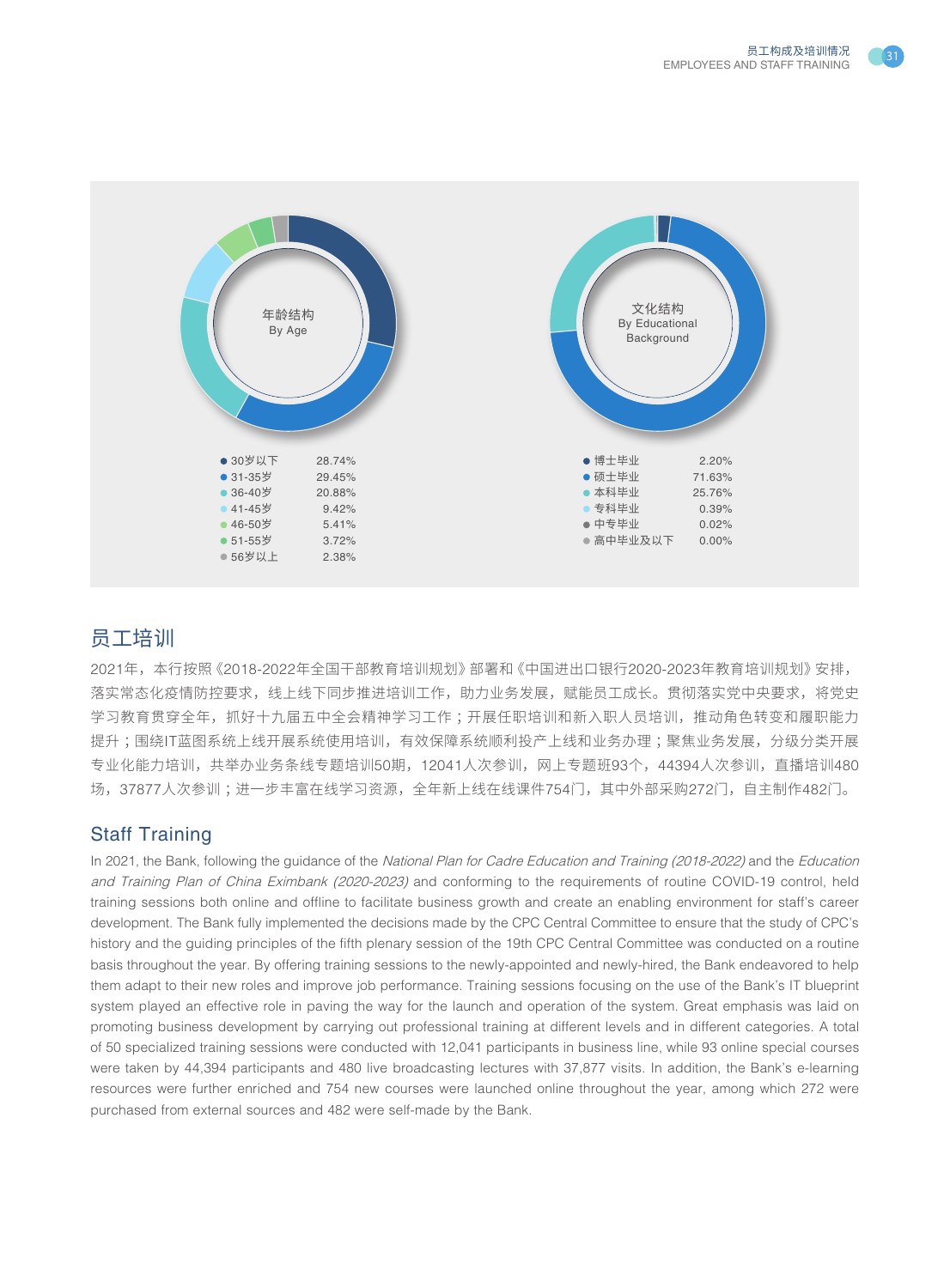年龄结构
By Age

● 30岁以下 28.74%
● 31-35岁 29.45%
● 36-40岁 20.88%
● 41-45岁 9.42%
● 46-50岁 5.41%
● 51-55岁 3.72%
● 56岁以上 2.38%

文化结构
By Educational Background

● 博士毕业 2.20%
● 硕士毕业 71.63%
● 本科毕业 25.76%
● 专科毕业 0.39%
● 中专毕业 0.02%
● 高中毕业及以下 0.00%

## 员工培训

2021年，本行按照《2018-2022年全国干部教育培训规划》部署和《中国进出口银行2020-2023年教育培训规划》安排，落实常态化疫情防控要求，线上线下同步推进培训工作，助力业务发展，赋能员工成长。贯彻落实党中央要求，将党史学习教育贯穿全年，抓好十九届五中全会精神学习工作；开展任职培训和新入职人员培训，推动角色转变和履职能力提升；围绕IT蓝图系统上线开展系统使用培训，有效保障系统顺利投产上线和业务办理；聚焦业务发展，分级分类开展专业化能力培训，共举办业务条线专题培训50期，12041人次参训，网上专题班93个，44394人次参训，直播培训480场，37877人次参训；进一步丰富在线学习资源，全年新上线在线课件754门，其中外部采购272门，自主制作482门。

## Staff Training

In 2021, the Bank, following the guidance of the *National Plan for Cadre Education and Training (2018-2022)* and the *Education and Training Plan of China Eximbank (2020-2023)* and conforming to the requirements of routine COVID-19 control, held training sessions both online and offline to facilitate business growth and create an enabling environment for staff's career development. The Bank fully implemented the decisions made by the CPC Central Committee to ensure that the study of CPC's history and the guiding principles of the fifth plenary session of the 19th CPC Central Committee was conducted on a routine basis throughout the year. By offering training sessions to the newly-appointed and newly-hired, the Bank endeavored to help them adapt to their new roles and improve job performance. Training sessions focusing on the use of the Bank's IT blueprint system played an effective role in paving the way for the launch and operation of the system. Great emphasis was laid on promoting business development by carrying out professional training at different levels and in different categories. A total of 50 specialized training sessions were conducted with 12,041 participants in business line, while 93 online special courses were taken by 44,394 participants and 480 live broadcasting lectures with 37,877 visits. In addition, the Bank's e-learning resources were further enriched and 754 new courses were launched online throughout the year, among which 272 were purchased from external sources and 482 were self-made by the Bank.